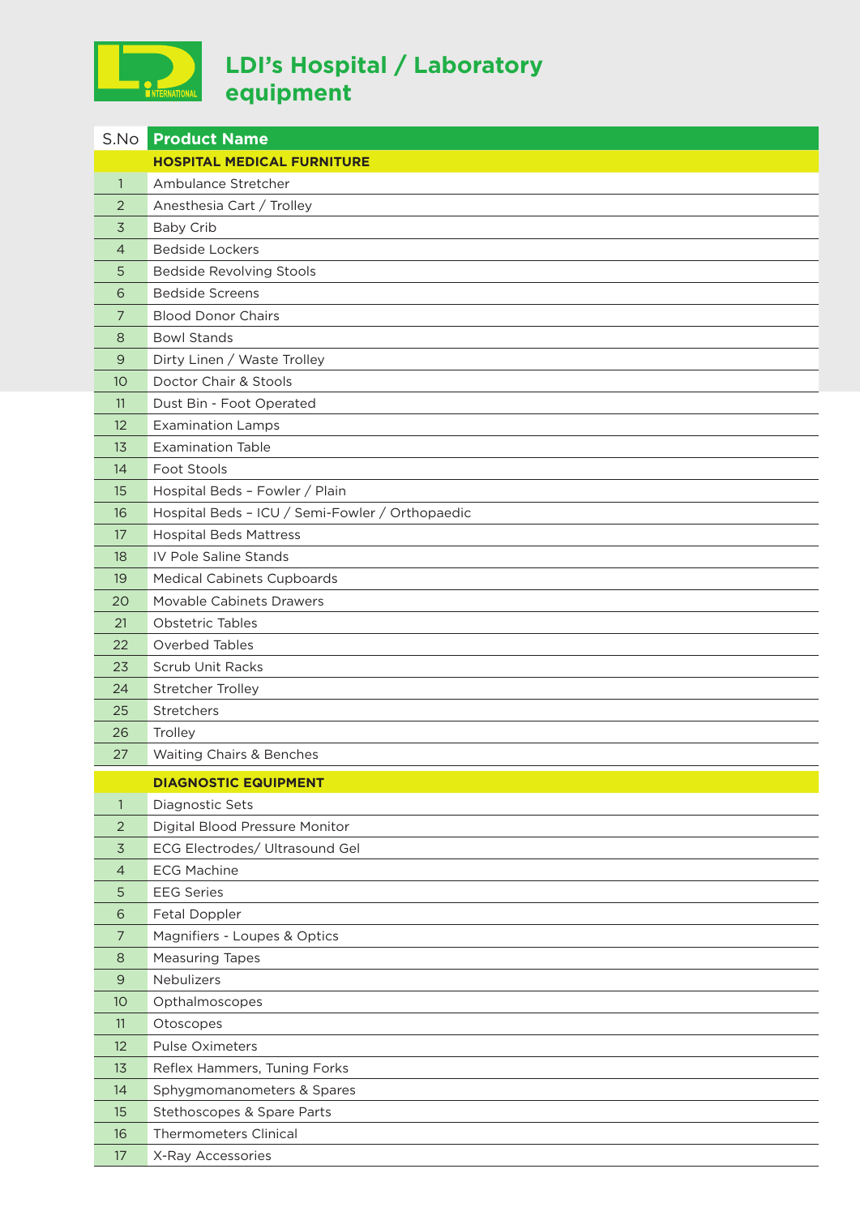# LDI's Hospital / Laboratory equipment

| S.No | Product Name |
|---|---|
| | **HOSPITAL MEDICAL FURNITURE** |
| 1 | Ambulance Stretcher |
| 2 | Anesthesia Cart / Trolley |
| 3 | Baby Crib |
| 4 | Bedside Lockers |
| 5 | Bedside Revolving Stools |
| 6 | Bedside Screens |
| 7 | Blood Donor Chairs |
| 8 | Bowl Stands |
| 9 | Dirty Linen / Waste Trolley |
| 10 | Doctor Chair & Stools |
| 11 | Dust Bin - Foot Operated |
| 12 | Examination Lamps |
| 13 | Examination Table |
| 14 | Foot Stools |
| 15 | Hospital Beds – Fowler / Plain |
| 16 | Hospital Beds – ICU / Semi-Fowler / Orthopaedic |
| 17 | Hospital Beds Mattress |
| 18 | IV Pole Saline Stands |
| 19 | Medical Cabinets Cupboards |
| 20 | Movable Cabinets Drawers |
| 21 | Obstetric Tables |
| 22 | Overbed Tables |
| 23 | Scrub Unit Racks |
| 24 | Stretcher Trolley |
| 25 | Stretchers |
| 26 | Trolley |
| 27 | Waiting Chairs & Benches |
| | **DIAGNOSTIC EQUIPMENT** |
| 1 | Diagnostic Sets |
| 2 | Digital Blood Pressure Monitor |
| 3 | ECG Electrodes/ Ultrasound Gel |
| 4 | ECG Machine |
| 5 | EEG Series |
| 6 | Fetal Doppler |
| 7 | Magnifiers - Loupes & Optics |
| 8 | Measuring Tapes |
| 9 | Nebulizers |
| 10 | Opthalmoscopes |
| 11 | Otoscopes |
| 12 | Pulse Oximeters |
| 13 | Reflex Hammers, Tuning Forks |
| 14 | Sphygmomanometers & Spares |
| 15 | Stethoscopes & Spare Parts |
| 16 | Thermometers Clinical |
| 17 | X-Ray Accessories |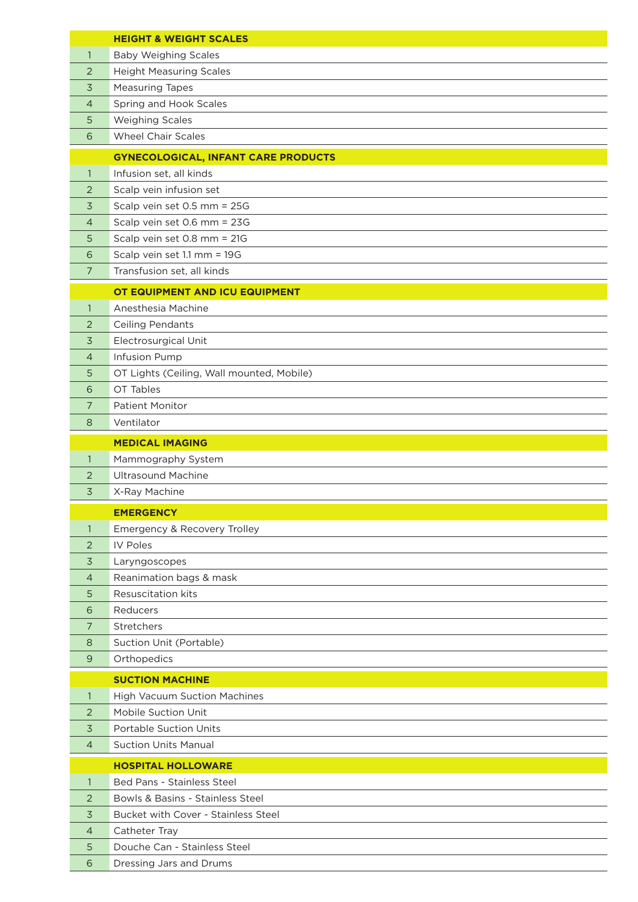| | HEIGHT & WEIGHT SCALES |
|---|---|
| 1 | Baby Weighing Scales |
| 2 | Height Measuring Scales |
| 3 | Measuring Tapes |
| 4 | Spring and Hook Scales |
| 5 | Weighing Scales |
| 6 | Wheel Chair Scales |

| | GYNECOLOGICAL, INFANT CARE PRODUCTS |
|---|---|
| 1 | Infusion set, all kinds |
| 2 | Scalp vein infusion set |
| 3 | Scalp vein set 0.5 mm = 25G |
| 4 | Scalp vein set 0.6 mm = 23G |
| 5 | Scalp vein set 0.8 mm = 21G |
| 6 | Scalp vein set 1.1 mm = 19G |
| 7 | Transfusion set, all kinds |

| | OT EQUIPMENT AND ICU EQUIPMENT |
|---|---|
| 1 | Anesthesia Machine |
| 2 | Ceiling Pendants |
| 3 | Electrosurgical Unit |
| 4 | Infusion Pump |
| 5 | OT Lights (Ceiling, Wall mounted, Mobile) |
| 6 | OT Tables |
| 7 | Patient Monitor |
| 8 | Ventilator |

| | MEDICAL IMAGING |
|---|---|
| 1 | Mammography System |
| 2 | Ultrasound Machine |
| 3 | X-Ray Machine |

| | EMERGENCY |
|---|---|
| 1 | Emergency & Recovery Trolley |
| 2 | IV Poles |
| 3 | Laryngoscopes |
| 4 | Reanimation bags & mask |
| 5 | Resuscitation kits |
| 6 | Reducers |
| 7 | Stretchers |
| 8 | Suction Unit (Portable) |
| 9 | Orthopedics |

| | SUCTION MACHINE |
|---|---|
| 1 | High Vacuum Suction Machines |
| 2 | Mobile Suction Unit |
| 3 | Portable Suction Units |
| 4 | Suction Units Manual |

| | HOSPITAL HOLLOWARE |
|---|---|
| 1 | Bed Pans - Stainless Steel |
| 2 | Bowls & Basins - Stainless Steel |
| 3 | Bucket with Cover - Stainless Steel |
| 4 | Catheter Tray |
| 5 | Douche Can - Stainless Steel |
| 6 | Dressing Jars and Drums |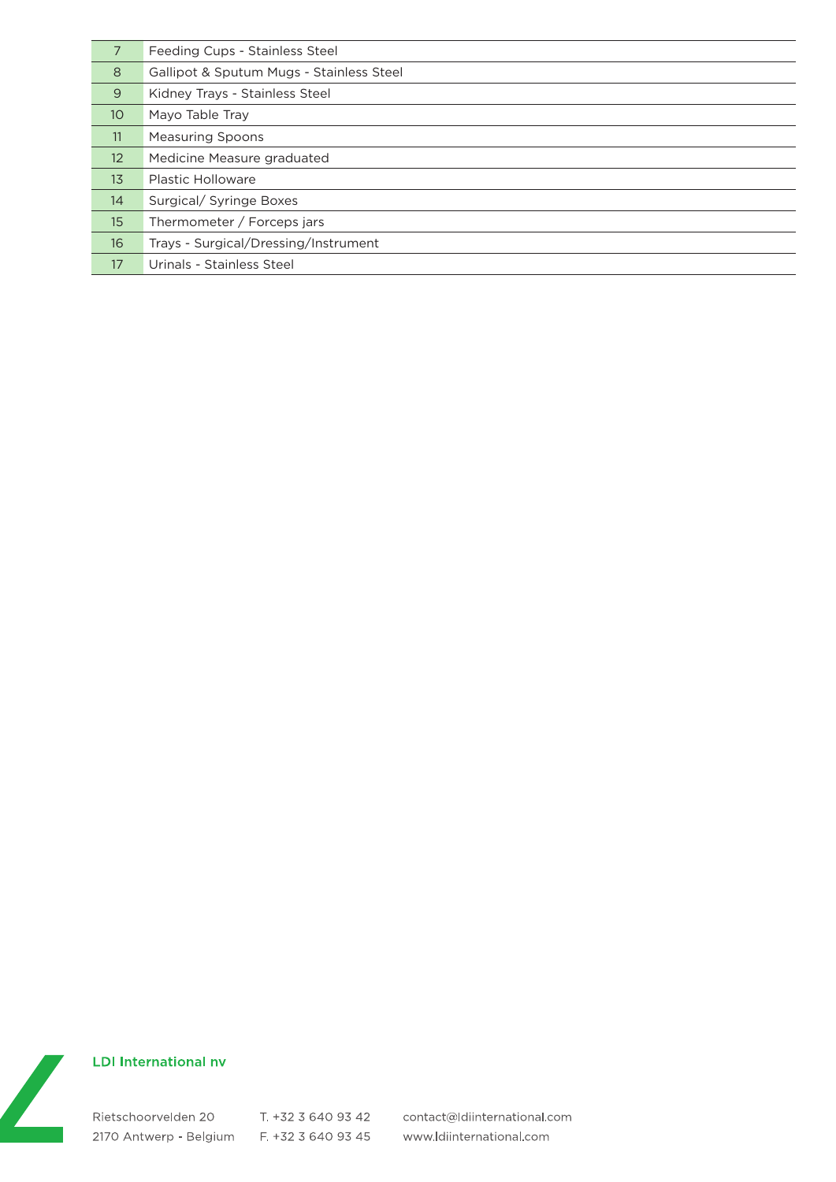| | |
|---|---|
| 7 | Feeding Cups - Stainless Steel |
| 8 | Gallipot & Sputum Mugs - Stainless Steel |
| 9 | Kidney Trays - Stainless Steel |
| 10 | Mayo Table Tray |
| 11 | Measuring Spoons |
| 12 | Medicine Measure graduated |
| 13 | Plastic Holloware |
| 14 | Surgical/ Syringe Boxes |
| 15 | Thermometer / Forceps jars |
| 16 | Trays - Surgical/Dressing/Instrument |
| 17 | Urinals - Stainless Steel |

**LDI International nv**

Rietschoorvelden 20
2170 Antwerp - Belgium

T. +32 3 640 93 42
F. +32 3 640 93 45

contact@ldiinternational.com
www.ldiinternational.com